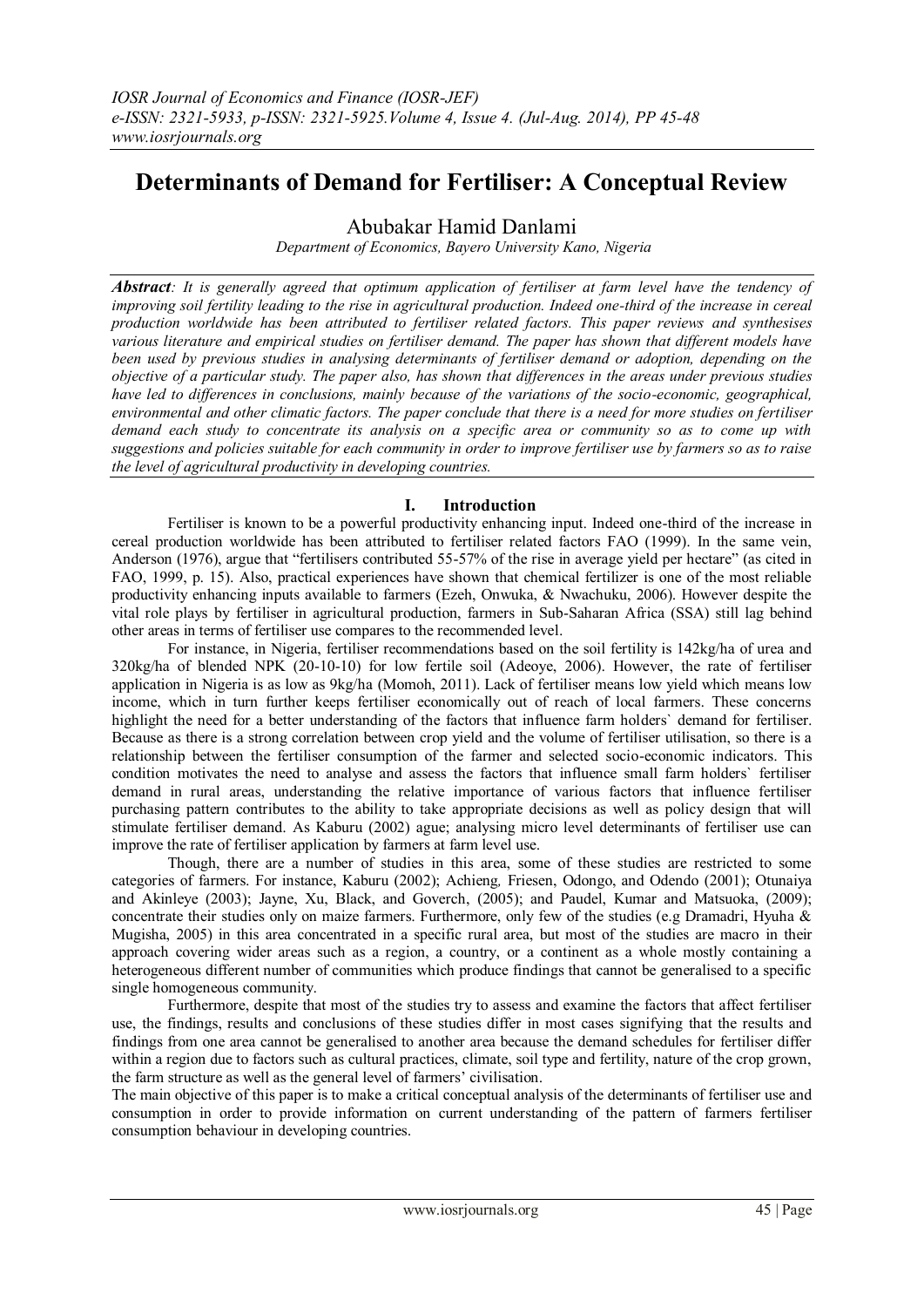# Determinants of Demand for Fertiliser: A Conceptual Review

Abubakar Hamid Danlami

*Department of Economics, Bayero University Kano, Nigeria*

***Abstract**: It is generally agreed that optimum application of fertiliser at farm level have the tendency of improving soil fertility leading to the rise in agricultural production. Indeed one-third of the increase in cereal production worldwide has been attributed to fertiliser related factors. This paper reviews and synthesises various literature and empirical studies on fertiliser demand. The paper has shown that different models have been used by previous studies in analysing determinants of fertiliser demand or adoption, depending on the objective of a particular study. The paper also, has shown that differences in the areas under previous studies have led to differences in conclusions, mainly because of the variations of the socio-economic, geographical, environmental and other climatic factors. The paper conclude that there is a need for more studies on fertiliser demand each study to concentrate its analysis on a specific area or community so as to come up with suggestions and policies suitable for each community in order to improve fertiliser use by farmers so as to raise the level of agricultural productivity in developing countries.*

## I. Introduction

Fertiliser is known to be a powerful productivity enhancing input. Indeed one-third of the increase in cereal production worldwide has been attributed to fertiliser related factors FAO (1999). In the same vein, Anderson (1976), argue that "fertilisers contributed 55-57% of the rise in average yield per hectare" (as cited in FAO, 1999, p. 15). Also, practical experiences have shown that chemical fertilizer is one of the most reliable productivity enhancing inputs available to farmers (Ezeh, Onwuka, & Nwachuku, 2006). However despite the vital role plays by fertiliser in agricultural production, farmers in Sub-Saharan Africa (SSA) still lag behind other areas in terms of fertiliser use compares to the recommended level.

For instance, in Nigeria, fertiliser recommendations based on the soil fertility is 142kg/ha of urea and 320kg/ha of blended NPK (20-10-10) for low fertile soil (Adeoye, 2006). However, the rate of fertiliser application in Nigeria is as low as 9kg/ha (Momoh, 2011). Lack of fertiliser means low yield which means low income, which in turn further keeps fertiliser economically out of reach of local farmers. These concerns highlight the need for a better understanding of the factors that influence farm holders` demand for fertiliser. Because as there is a strong correlation between crop yield and the volume of fertiliser utilisation, so there is a relationship between the fertiliser consumption of the farmer and selected socio-economic indicators. This condition motivates the need to analyse and assess the factors that influence small farm holders` fertiliser demand in rural areas, understanding the relative importance of various factors that influence fertiliser purchasing pattern contributes to the ability to take appropriate decisions as well as policy design that will stimulate fertiliser demand. As Kaburu (2002) ague; analysing micro level determinants of fertiliser use can improve the rate of fertiliser application by farmers at farm level use.

Though, there are a number of studies in this area, some of these studies are restricted to some categories of farmers. For instance, Kaburu (2002); Achieng, Friesen, Odongo, and Odendo (2001); Otunaiya and Akinleye (2003); Jayne, Xu, Black, and Goverch, (2005); and Paudel, Kumar and Matsuoka, (2009); concentrate their studies only on maize farmers. Furthermore, only few of the studies (e.g Dramadri, Hyuha & Mugisha, 2005) in this area concentrated in a specific rural area, but most of the studies are macro in their approach covering wider areas such as a region, a country, or a continent as a whole mostly containing a heterogeneous different number of communities which produce findings that cannot be generalised to a specific single homogeneous community.

Furthermore, despite that most of the studies try to assess and examine the factors that affect fertiliser use, the findings, results and conclusions of these studies differ in most cases signifying that the results and findings from one area cannot be generalised to another area because the demand schedules for fertiliser differ within a region due to factors such as cultural practices, climate, soil type and fertility, nature of the crop grown, the farm structure as well as the general level of farmers' civilisation.

The main objective of this paper is to make a critical conceptual analysis of the determinants of fertiliser use and consumption in order to provide information on current understanding of the pattern of farmers fertiliser consumption behaviour in developing countries.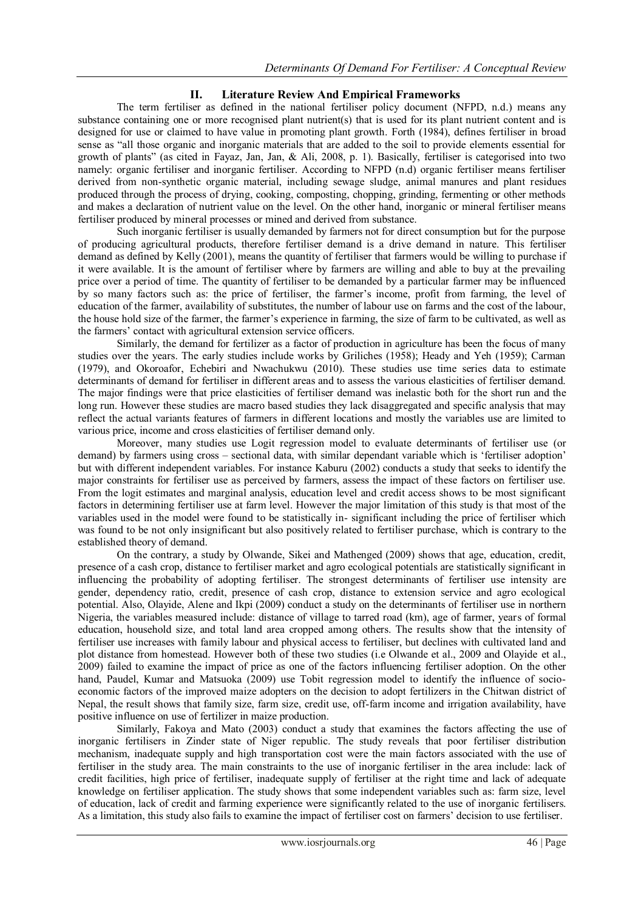## II. Literature Review And Empirical Frameworks

The term fertiliser as defined in the national fertiliser policy document (NFPD, n.d.) means any substance containing one or more recognised plant nutrient(s) that is used for its plant nutrient content and is designed for use or claimed to have value in promoting plant growth. Forth (1984), defines fertiliser in broad sense as "all those organic and inorganic materials that are added to the soil to provide elements essential for growth of plants" (as cited in Fayaz, Jan, Jan, & Ali, 2008, p. 1). Basically, fertiliser is categorised into two namely: organic fertiliser and inorganic fertiliser. According to NFPD (n.d) organic fertiliser means fertiliser derived from non-synthetic organic material, including sewage sludge, animal manures and plant residues produced through the process of drying, cooking, composting, chopping, grinding, fermenting or other methods and makes a declaration of nutrient value on the level. On the other hand, inorganic or mineral fertiliser means fertiliser produced by mineral processes or mined and derived from substance.

Such inorganic fertiliser is usually demanded by farmers not for direct consumption but for the purpose of producing agricultural products, therefore fertiliser demand is a drive demand in nature. This fertiliser demand as defined by Kelly (2001), means the quantity of fertiliser that farmers would be willing to purchase if it were available. It is the amount of fertiliser where by farmers are willing and able to buy at the prevailing price over a period of time. The quantity of fertiliser to be demanded by a particular farmer may be influenced by so many factors such as: the price of fertiliser, the farmer's income, profit from farming, the level of education of the farmer, availability of substitutes, the number of labour use on farms and the cost of the labour, the house hold size of the farmer, the farmer's experience in farming, the size of farm to be cultivated, as well as the farmers' contact with agricultural extension service officers.

Similarly, the demand for fertilizer as a factor of production in agriculture has been the focus of many studies over the years. The early studies include works by Griliches (1958); Heady and Yeh (1959); Carman (1979), and Okoroafor, Echebiri and Nwachukwu (2010). These studies use time series data to estimate determinants of demand for fertiliser in different areas and to assess the various elasticities of fertiliser demand. The major findings were that price elasticities of fertiliser demand was inelastic both for the short run and the long run. However these studies are macro based studies they lack disaggregated and specific analysis that may reflect the actual variants features of farmers in different locations and mostly the variables use are limited to various price, income and cross elasticities of fertiliser demand only.

Moreover, many studies use Logit regression model to evaluate determinants of fertiliser use (or demand) by farmers using cross – sectional data, with similar dependant variable which is 'fertiliser adoption' but with different independent variables. For instance Kaburu (2002) conducts a study that seeks to identify the major constraints for fertiliser use as perceived by farmers, assess the impact of these factors on fertiliser use. From the logit estimates and marginal analysis, education level and credit access shows to be most significant factors in determining fertiliser use at farm level. However the major limitation of this study is that most of the variables used in the model were found to be statistically in- significant including the price of fertiliser which was found to be not only insignificant but also positively related to fertiliser purchase, which is contrary to the established theory of demand.

On the contrary, a study by Olwande, Sikei and Mathenged (2009) shows that age, education, credit, presence of a cash crop, distance to fertiliser market and agro ecological potentials are statistically significant in influencing the probability of adopting fertiliser. The strongest determinants of fertiliser use intensity are gender, dependency ratio, credit, presence of cash crop, distance to extension service and agro ecological potential. Also, Olayide, Alene and Ikpi (2009) conduct a study on the determinants of fertiliser use in northern Nigeria, the variables measured include: distance of village to tarred road (km), age of farmer, years of formal education, household size, and total land area cropped among others. The results show that the intensity of fertiliser use increases with family labour and physical access to fertiliser, but declines with cultivated land and plot distance from homestead. However both of these two studies (i.e Olwande et al., 2009 and Olayide et al., 2009) failed to examine the impact of price as one of the factors influencing fertiliser adoption. On the other hand, Paudel, Kumar and Matsuoka (2009) use Tobit regression model to identify the influence of socio-economic factors of the improved maize adopters on the decision to adopt fertilizers in the Chitwan district of Nepal, the result shows that family size, farm size, credit use, off-farm income and irrigation availability, have positive influence on use of fertilizer in maize production.

Similarly, Fakoya and Mato (2003) conduct a study that examines the factors affecting the use of inorganic fertilisers in Zinder state of Niger republic. The study reveals that poor fertiliser distribution mechanism, inadequate supply and high transportation cost were the main factors associated with the use of fertiliser in the study area. The main constraints to the use of inorganic fertiliser in the area include: lack of credit facilities, high price of fertiliser, inadequate supply of fertiliser at the right time and lack of adequate knowledge on fertiliser application. The study shows that some independent variables such as: farm size, level of education, lack of credit and farming experience were significantly related to the use of inorganic fertilisers. As a limitation, this study also fails to examine the impact of fertiliser cost on farmers' decision to use fertiliser.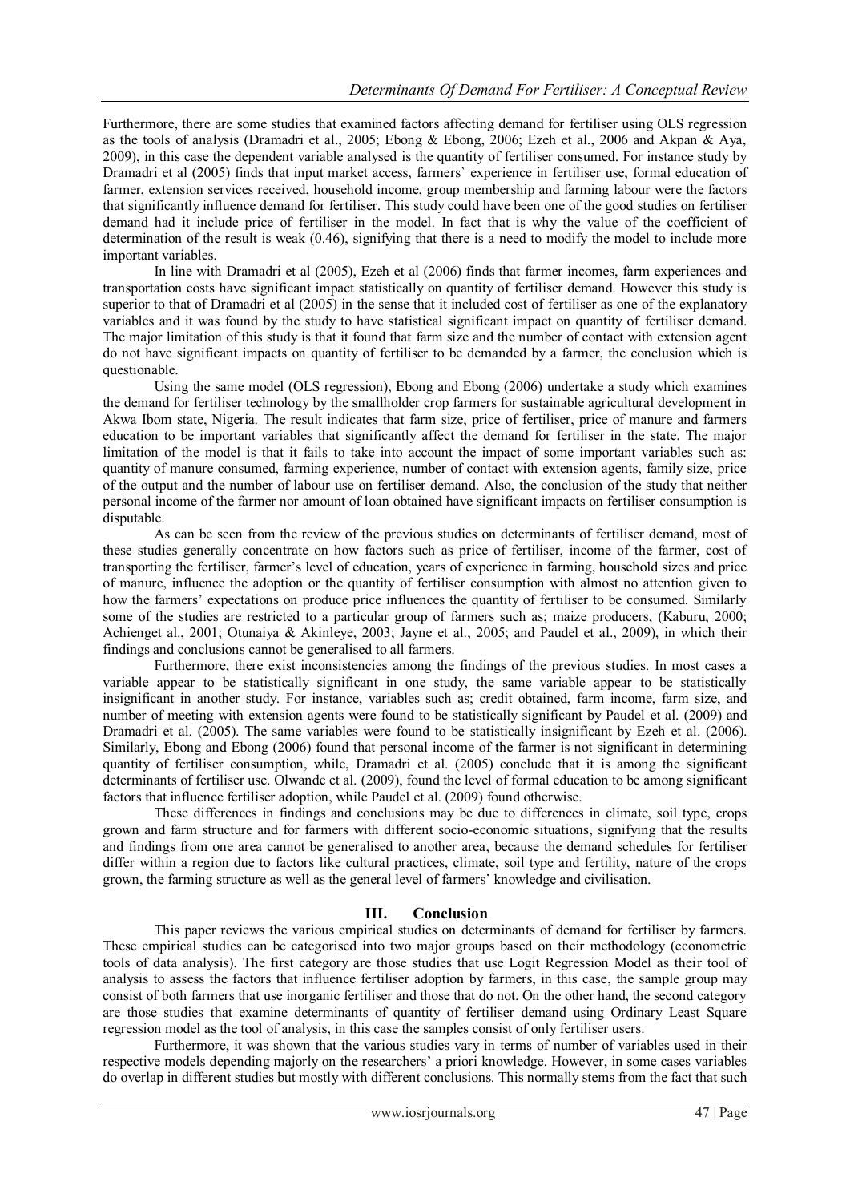Furthermore, there are some studies that examined factors affecting demand for fertiliser using OLS regression as the tools of analysis (Dramadri et al., 2005; Ebong & Ebong, 2006; Ezeh et al., 2006 and Akpan & Aya, 2009), in this case the dependent variable analysed is the quantity of fertiliser consumed. For instance study by Dramadri et al (2005) finds that input market access, farmers` experience in fertiliser use, formal education of farmer, extension services received, household income, group membership and farming labour were the factors that significantly influence demand for fertiliser. This study could have been one of the good studies on fertiliser demand had it include price of fertiliser in the model. In fact that is why the value of the coefficient of determination of the result is weak (0.46), signifying that there is a need to modify the model to include more important variables.

In line with Dramadri et al (2005), Ezeh et al (2006) finds that farmer incomes, farm experiences and transportation costs have significant impact statistically on quantity of fertiliser demand. However this study is superior to that of Dramadri et al (2005) in the sense that it included cost of fertiliser as one of the explanatory variables and it was found by the study to have statistical significant impact on quantity of fertiliser demand. The major limitation of this study is that it found that farm size and the number of contact with extension agent do not have significant impacts on quantity of fertiliser to be demanded by a farmer, the conclusion which is questionable.

Using the same model (OLS regression), Ebong and Ebong (2006) undertake a study which examines the demand for fertiliser technology by the smallholder crop farmers for sustainable agricultural development in Akwa Ibom state, Nigeria. The result indicates that farm size, price of fertiliser, price of manure and farmers education to be important variables that significantly affect the demand for fertiliser in the state. The major limitation of the model is that it fails to take into account the impact of some important variables such as: quantity of manure consumed, farming experience, number of contact with extension agents, family size, price of the output and the number of labour use on fertiliser demand. Also, the conclusion of the study that neither personal income of the farmer nor amount of loan obtained have significant impacts on fertiliser consumption is disputable.

As can be seen from the review of the previous studies on determinants of fertiliser demand, most of these studies generally concentrate on how factors such as price of fertiliser, income of the farmer, cost of transporting the fertiliser, farmer's level of education, years of experience in farming, household sizes and price of manure, influence the adoption or the quantity of fertiliser consumption with almost no attention given to how the farmers' expectations on produce price influences the quantity of fertiliser to be consumed. Similarly some of the studies are restricted to a particular group of farmers such as; maize producers, (Kaburu, 2000; Achienget al., 2001; Otunaiya & Akinleye, 2003; Jayne et al., 2005; and Paudel et al., 2009), in which their findings and conclusions cannot be generalised to all farmers.

Furthermore, there exist inconsistencies among the findings of the previous studies. In most cases a variable appear to be statistically significant in one study, the same variable appear to be statistically insignificant in another study. For instance, variables such as; credit obtained, farm income, farm size, and number of meeting with extension agents were found to be statistically significant by Paudel et al. (2009) and Dramadri et al. (2005). The same variables were found to be statistically insignificant by Ezeh et al. (2006). Similarly, Ebong and Ebong (2006) found that personal income of the farmer is not significant in determining quantity of fertiliser consumption, while, Dramadri et al. (2005) conclude that it is among the significant determinants of fertiliser use. Olwande et al. (2009), found the level of formal education to be among significant factors that influence fertiliser adoption, while Paudel et al. (2009) found otherwise.

These differences in findings and conclusions may be due to differences in climate, soil type, crops grown and farm structure and for farmers with different socio-economic situations, signifying that the results and findings from one area cannot be generalised to another area, because the demand schedules for fertiliser differ within a region due to factors like cultural practices, climate, soil type and fertility, nature of the crops grown, the farming structure as well as the general level of farmers' knowledge and civilisation.

## III. Conclusion

This paper reviews the various empirical studies on determinants of demand for fertiliser by farmers. These empirical studies can be categorised into two major groups based on their methodology (econometric tools of data analysis). The first category are those studies that use Logit Regression Model as their tool of analysis to assess the factors that influence fertiliser adoption by farmers, in this case, the sample group may consist of both farmers that use inorganic fertiliser and those that do not. On the other hand, the second category are those studies that examine determinants of quantity of fertiliser demand using Ordinary Least Square regression model as the tool of analysis, in this case the samples consist of only fertiliser users.

Furthermore, it was shown that the various studies vary in terms of number of variables used in their respective models depending majorly on the researchers' a priori knowledge. However, in some cases variables do overlap in different studies but mostly with different conclusions. This normally stems from the fact that such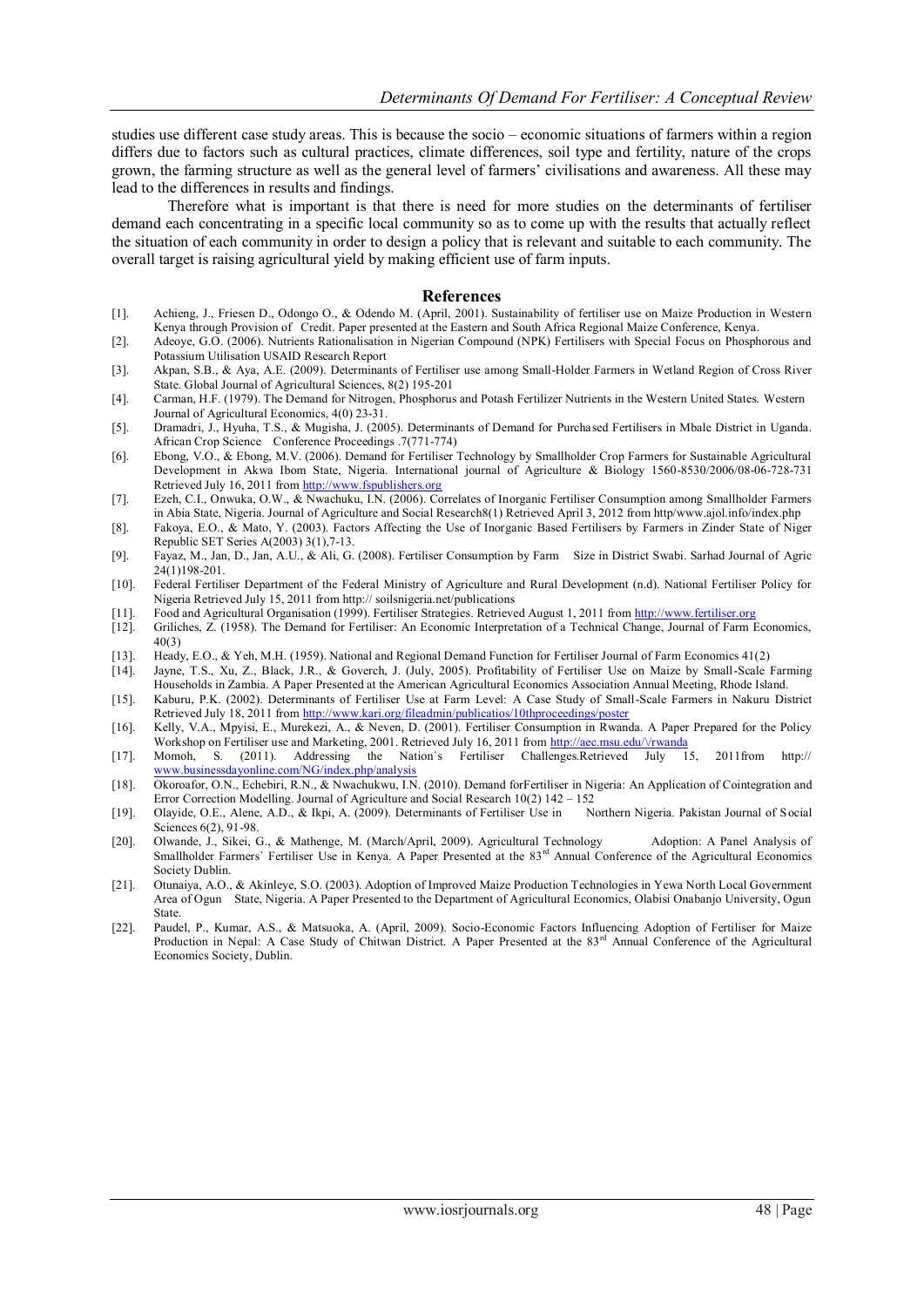studies use different case study areas. This is because the socio – economic situations of farmers within a region differs due to factors such as cultural practices, climate differences, soil type and fertility, nature of the crops grown, the farming structure as well as the general level of farmers' civilisations and awareness. All these may lead to the differences in results and findings.

Therefore what is important is that there is need for more studies on the determinants of fertiliser demand each concentrating in a specific local community so as to come up with the results that actually reflect the situation of each community in order to design a policy that is relevant and suitable to each community. The overall target is raising agricultural yield by making efficient use of farm inputs.

## References

[1]. Achieng, J., Friesen D., Odongo O., & Odendo M. (April, 2001). Sustainability of fertiliser use on Maize Production in Western Kenya through Provision of Credit. Paper presented at the Eastern and South Africa Regional Maize Conference, Kenya.

[2]. Adeoye, G.O. (2006). Nutrients Rationalisation in Nigerian Compound (NPK) Fertilisers with Special Focus on Phosphorous and Potassium Utilisation USAID Research Report

[3]. Akpan, S.B., & Aya, A.E. (2009). Determinants of Fertiliser use among Small-Holder Farmers in Wetland Region of Cross River State. Global Journal of Agricultural Sciences, 8(2) 195-201

[4]. Carman, H.F. (1979). The Demand for Nitrogen, Phosphorus and Potash Fertilizer Nutrients in the Western United States. Western Journal of Agricultural Economics, 4(0) 23-31.

[5]. Dramadri, J., Hyuha, T.S., & Mugisha, J. (2005). Determinants of Demand for Purchased Fertilisers in Mbale District in Uganda. African Crop Science Conference Proceedings .7(771-774)

[6]. Ebong, V.O., & Ebong, M.V. (2006). Demand for Fertiliser Technology by Smallholder Crop Farmers for Sustainable Agricultural Development in Akwa Ibom State, Nigeria. International journal of Agriculture & Biology 1560-8530/2006/08-06-728-731 Retrieved July 16, 2011 from http://www.fspublishers.org

[7]. Ezeh, C.I., Onwuka, O.W., & Nwachuku, I.N. (2006). Correlates of Inorganic Fertiliser Consumption among Smallholder Farmers in Abia State, Nigeria. Journal of Agriculture and Social Research8(1) Retrieved April 3, 2012 from http/www.ajol.info/index.php

[8]. Fakoya, E.O., & Mato, Y. (2003). Factors Affecting the Use of Inorganic Based Fertilisers by Farmers in Zinder State of Niger Republic SET Series A(2003) 3(1),7-13.

[9]. Fayaz, M., Jan, D., Jan, A.U., & Ali, G. (2008). Fertiliser Consumption by Farm Size in District Swabi. Sarhad Journal of Agric 24(1)198-201.

[10]. Federal Fertiliser Department of the Federal Ministry of Agriculture and Rural Development (n.d). National Fertiliser Policy for Nigeria Retrieved July 15, 2011 from http:// soilsnigeria.net/publications

[11]. Food and Agricultural Organisation (1999). Fertiliser Strategies. Retrieved August 1, 2011 from http://www.fertiliser.org

[12]. Griliches, Z. (1958). The Demand for Fertiliser: An Economic Interpretation of a Technical Change, Journal of Farm Economics, 40(3)

[13]. Heady, E.O., & Yeh, M.H. (1959). National and Regional Demand Function for Fertiliser Journal of Farm Economics 41(2)

[14]. Jayne, T.S., Xu, Z., Black, J.R., & Goverch, J. (July, 2005). Profitability of Fertiliser Use on Maize by Small-Scale Farming Households in Zambia. A Paper Presented at the American Agricultural Economics Association Annual Meeting, Rhode Island.

[15]. Kaburu, P.K. (2002). Determinants of Fertiliser Use at Farm Level: A Case Study of Small-Scale Farmers in Nakuru District Retrieved July 18, 2011 from http://www.kari.org/fileadmin/publicatios/10thproceedings/poster

[16]. Kelly, V.A., Mpyisi, E., Murekezi, A., & Neven, D. (2001). Fertiliser Consumption in Rwanda. A Paper Prepared for the Policy Workshop on Fertiliser use and Marketing, 2001. Retrieved July 16, 2011 from http://aec.msu.edu/\/rwanda

[17]. Momoh, S. (2011). Addressing the Nation`s Fertiliser Challenges.Retrieved July 15, 2011from http:// www.businessdayonline.com/NG/index.php/analysis

[18]. Okoroafor, O.N., Echebiri, R.N., & Nwachukwu, I.N. (2010). Demand forFertiliser in Nigeria: An Application of Cointegration and Error Correction Modelling. Journal of Agriculture and Social Research 10(2) 142 – 152

[19]. Olayide, O.E., Alene, A.D., & Ikpi, A. (2009). Determinants of Fertiliser Use in Northern Nigeria. Pakistan Journal of Social Sciences 6(2), 91-98.

[20]. Olwande, J., Sikei, G., & Mathenge, M. (March/April, 2009). Agricultural Technology Adoption: A Panel Analysis of Smallholder Farmers` Fertiliser Use in Kenya. A Paper Presented at the 83rd Annual Conference of the Agricultural Economics Society Dublin.

[21]. Otunaiya, A.O., & Akinleye, S.O. (2003). Adoption of Improved Maize Production Technologies in Yewa North Local Government Area of Ogun State, Nigeria. A Paper Presented to the Department of Agricultural Economics, Olabisi Onabanjo University, Ogun State.

[22]. Paudel, P., Kumar, A.S., & Matsuoka, A. (April, 2009). Socio-Economic Factors Influencing Adoption of Fertiliser for Maize Production in Nepal: A Case Study of Chitwan District. A Paper Presented at the 83rd Annual Conference of the Agricultural Economics Society, Dublin.